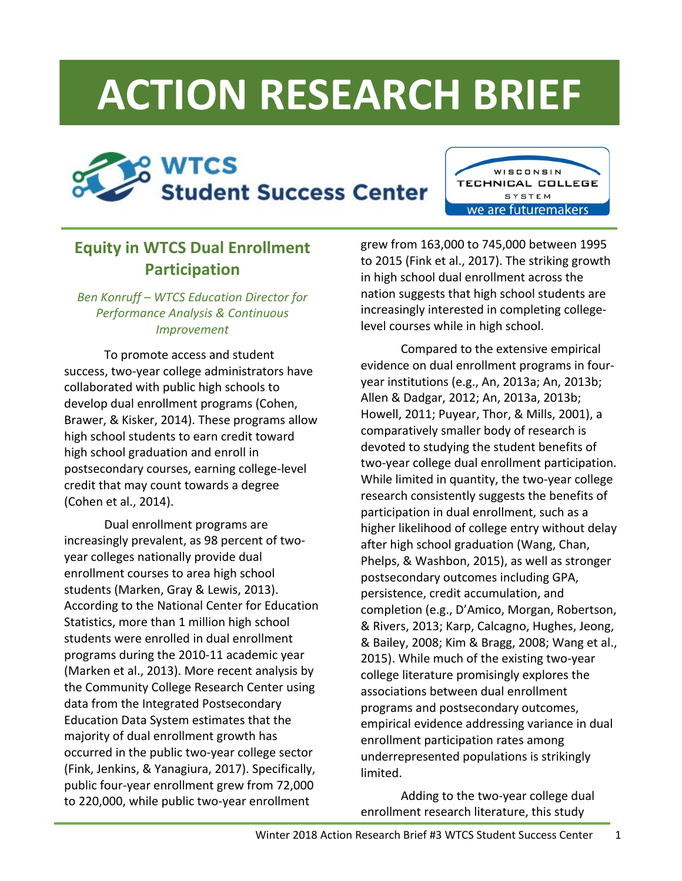# ACTION RESEARCH BRIEF

WTCS Student Success Center

WISCONSIN TECHNICAL COLLEGE SYSTEM
we are futuremakers

## Equity in WTCS Dual Enrollment Participation

*Ben Konruff – WTCS Education Director for Performance Analysis & Continuous Improvement*

To promote access and student success, two-year college administrators have collaborated with public high schools to develop dual enrollment programs (Cohen, Brawer, & Kisker, 2014). These programs allow high school students to earn credit toward high school graduation and enroll in postsecondary courses, earning college-level credit that may count towards a degree (Cohen et al., 2014).

Dual enrollment programs are increasingly prevalent, as 98 percent of two-year colleges nationally provide dual enrollment courses to area high school students (Marken, Gray & Lewis, 2013). According to the National Center for Education Statistics, more than 1 million high school students were enrolled in dual enrollment programs during the 2010-11 academic year (Marken et al., 2013). More recent analysis by the Community College Research Center using data from the Integrated Postsecondary Education Data System estimates that the majority of dual enrollment growth has occurred in the public two-year college sector (Fink, Jenkins, & Yanagiura, 2017). Specifically, public four-year enrollment grew from 72,000 to 220,000, while public two-year enrollment grew from 163,000 to 745,000 between 1995 to 2015 (Fink et al., 2017). The striking growth in high school dual enrollment across the nation suggests that high school students are increasingly interested in completing college-level courses while in high school.

Compared to the extensive empirical evidence on dual enrollment programs in four-year institutions (e.g., An, 2013a; An, 2013b; Allen & Dadgar, 2012; An, 2013a, 2013b; Howell, 2011; Puyear, Thor, & Mills, 2001), a comparatively smaller body of research is devoted to studying the student benefits of two-year college dual enrollment participation. While limited in quantity, the two-year college research consistently suggests the benefits of participation in dual enrollment, such as a higher likelihood of college entry without delay after high school graduation (Wang, Chan, Phelps, & Washbon, 2015), as well as stronger postsecondary outcomes including GPA, persistence, credit accumulation, and completion (e.g., D'Amico, Morgan, Robertson, & Rivers, 2013; Karp, Calcagno, Hughes, Jeong, & Bailey, 2008; Kim & Bragg, 2008; Wang et al., 2015). While much of the existing two-year college literature promisingly explores the associations between dual enrollment programs and postsecondary outcomes, empirical evidence addressing variance in dual enrollment participation rates among underrepresented populations is strikingly limited.

Adding to the two-year college dual enrollment research literature, this study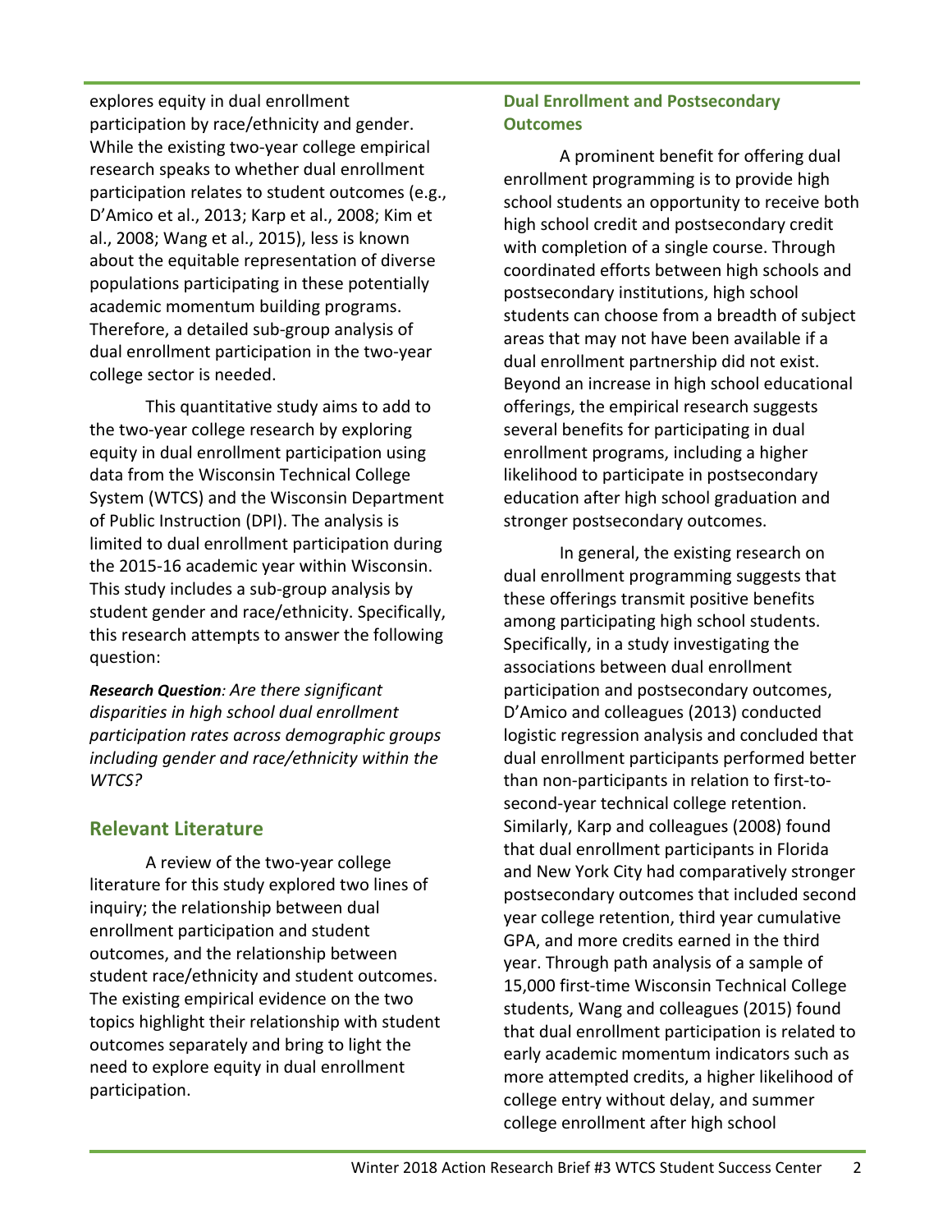explores equity in dual enrollment participation by race/ethnicity and gender. While the existing two-year college empirical research speaks to whether dual enrollment participation relates to student outcomes (e.g., D'Amico et al., 2013; Karp et al., 2008; Kim et al., 2008; Wang et al., 2015), less is known about the equitable representation of diverse populations participating in these potentially academic momentum building programs. Therefore, a detailed sub-group analysis of dual enrollment participation in the two-year college sector is needed.

This quantitative study aims to add to the two-year college research by exploring equity in dual enrollment participation using data from the Wisconsin Technical College System (WTCS) and the Wisconsin Department of Public Instruction (DPI). The analysis is limited to dual enrollment participation during the 2015-16 academic year within Wisconsin. This study includes a sub-group analysis by student gender and race/ethnicity. Specifically, this research attempts to answer the following question:

***Research Question**: Are there significant disparities in high school dual enrollment participation rates across demographic groups including gender and race/ethnicity within the WTCS?*

## Relevant Literature

A review of the two-year college literature for this study explored two lines of inquiry; the relationship between dual enrollment participation and student outcomes, and the relationship between student race/ethnicity and student outcomes. The existing empirical evidence on the two topics highlight their relationship with student outcomes separately and bring to light the need to explore equity in dual enrollment participation.

### Dual Enrollment and Postsecondary Outcomes

A prominent benefit for offering dual enrollment programming is to provide high school students an opportunity to receive both high school credit and postsecondary credit with completion of a single course. Through coordinated efforts between high schools and postsecondary institutions, high school students can choose from a breadth of subject areas that may not have been available if a dual enrollment partnership did not exist. Beyond an increase in high school educational offerings, the empirical research suggests several benefits for participating in dual enrollment programs, including a higher likelihood to participate in postsecondary education after high school graduation and stronger postsecondary outcomes.

In general, the existing research on dual enrollment programming suggests that these offerings transmit positive benefits among participating high school students. Specifically, in a study investigating the associations between dual enrollment participation and postsecondary outcomes, D'Amico and colleagues (2013) conducted logistic regression analysis and concluded that dual enrollment participants performed better than non-participants in relation to first-to-second-year technical college retention. Similarly, Karp and colleagues (2008) found that dual enrollment participants in Florida and New York City had comparatively stronger postsecondary outcomes that included second year college retention, third year cumulative GPA, and more credits earned in the third year. Through path analysis of a sample of 15,000 first-time Wisconsin Technical College students, Wang and colleagues (2015) found that dual enrollment participation is related to early academic momentum indicators such as more attempted credits, a higher likelihood of college entry without delay, and summer college enrollment after high school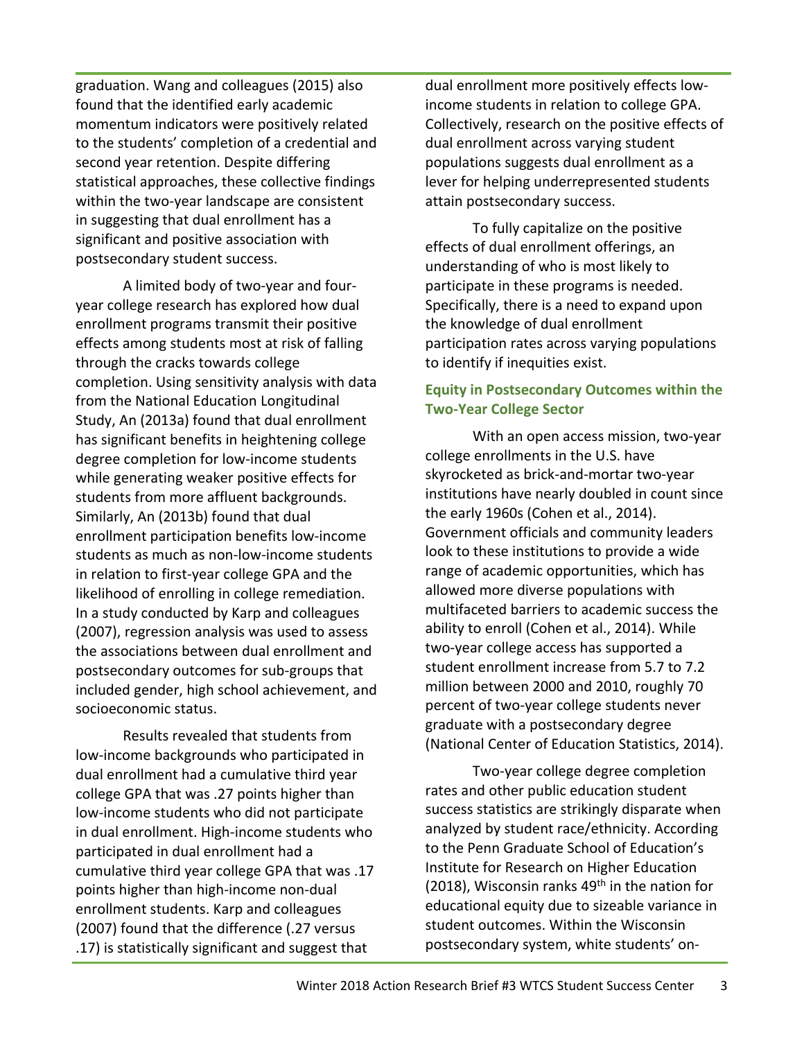graduation. Wang and colleagues (2015) also found that the identified early academic momentum indicators were positively related to the students' completion of a credential and second year retention. Despite differing statistical approaches, these collective findings within the two-year landscape are consistent in suggesting that dual enrollment has a significant and positive association with postsecondary student success.

A limited body of two-year and four-year college research has explored how dual enrollment programs transmit their positive effects among students most at risk of falling through the cracks towards college completion. Using sensitivity analysis with data from the National Education Longitudinal Study, An (2013a) found that dual enrollment has significant benefits in heightening college degree completion for low-income students while generating weaker positive effects for students from more affluent backgrounds. Similarly, An (2013b) found that dual enrollment participation benefits low-income students as much as non-low-income students in relation to first-year college GPA and the likelihood of enrolling in college remediation. In a study conducted by Karp and colleagues (2007), regression analysis was used to assess the associations between dual enrollment and postsecondary outcomes for sub-groups that included gender, high school achievement, and socioeconomic status.

Results revealed that students from low-income backgrounds who participated in dual enrollment had a cumulative third year college GPA that was .27 points higher than low-income students who did not participate in dual enrollment. High-income students who participated in dual enrollment had a cumulative third year college GPA that was .17 points higher than high-income non-dual enrollment students. Karp and colleagues (2007) found that the difference (.27 versus .17) is statistically significant and suggest that dual enrollment more positively effects low-income students in relation to college GPA. Collectively, research on the positive effects of dual enrollment across varying student populations suggests dual enrollment as a lever for helping underrepresented students attain postsecondary success.

To fully capitalize on the positive effects of dual enrollment offerings, an understanding of who is most likely to participate in these programs is needed. Specifically, there is a need to expand upon the knowledge of dual enrollment participation rates across varying populations to identify if inequities exist.

### Equity in Postsecondary Outcomes within the Two-Year College Sector

With an open access mission, two-year college enrollments in the U.S. have skyrocketed as brick-and-mortar two-year institutions have nearly doubled in count since the early 1960s (Cohen et al., 2014). Government officials and community leaders look to these institutions to provide a wide range of academic opportunities, which has allowed more diverse populations with multifaceted barriers to academic success the ability to enroll (Cohen et al., 2014). While two-year college access has supported a student enrollment increase from 5.7 to 7.2 million between 2000 and 2010, roughly 70 percent of two-year college students never graduate with a postsecondary degree (National Center of Education Statistics, 2014).

Two-year college degree completion rates and other public education student success statistics are strikingly disparate when analyzed by student race/ethnicity. According to the Penn Graduate School of Education's Institute for Research on Higher Education (2018), Wisconsin ranks 49th in the nation for educational equity due to sizeable variance in student outcomes. Within the Wisconsin postsecondary system, white students' on-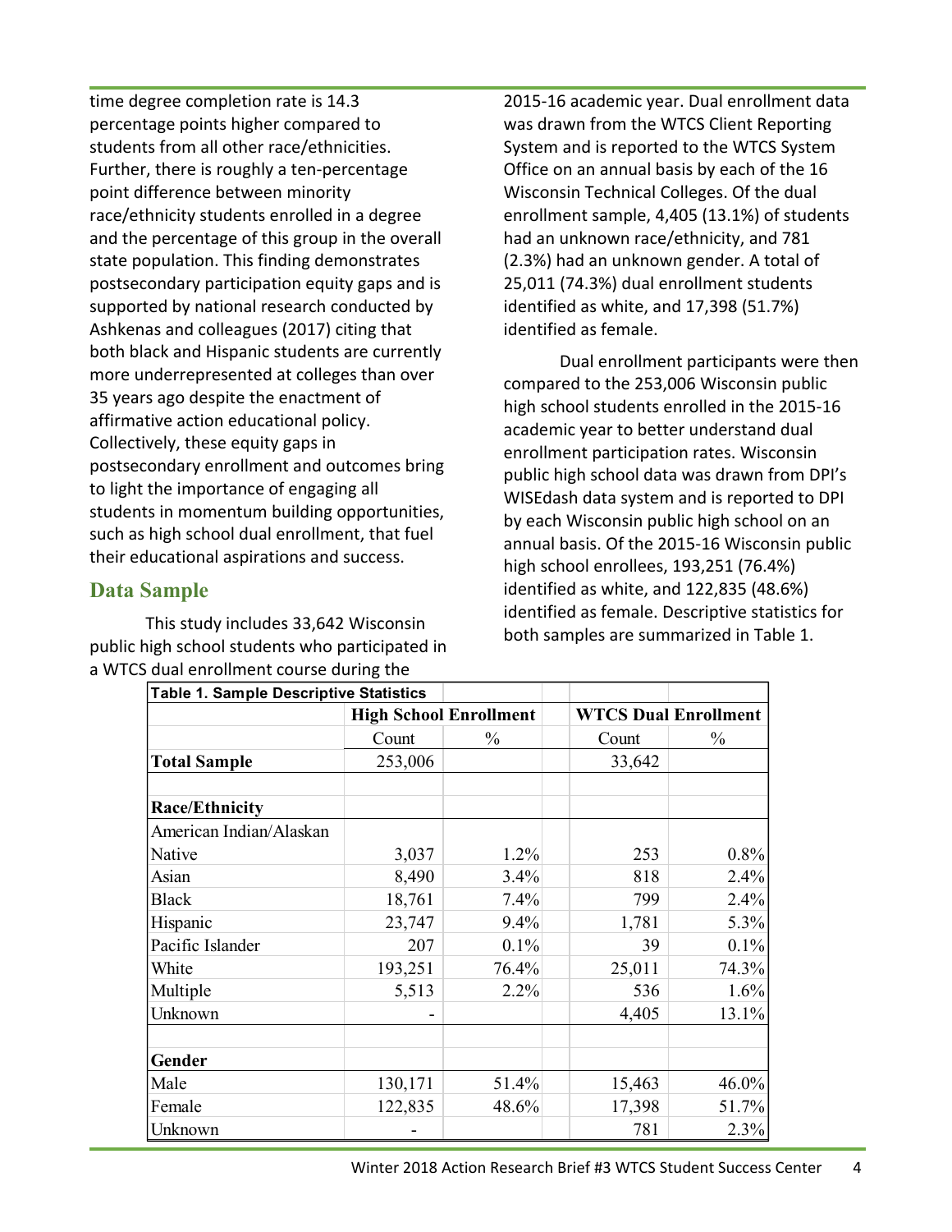time degree completion rate is 14.3 percentage points higher compared to students from all other race/ethnicities. Further, there is roughly a ten-percentage point difference between minority race/ethnicity students enrolled in a degree and the percentage of this group in the overall state population. This finding demonstrates postsecondary participation equity gaps and is supported by national research conducted by Ashkenas and colleagues (2017) citing that both black and Hispanic students are currently more underrepresented at colleges than over 35 years ago despite the enactment of affirmative action educational policy. Collectively, these equity gaps in postsecondary enrollment and outcomes bring to light the importance of engaging all students in momentum building opportunities, such as high school dual enrollment, that fuel their educational aspirations and success.

## Data Sample

This study includes 33,642 Wisconsin public high school students who participated in a WTCS dual enrollment course during the 2015-16 academic year. Dual enrollment data was drawn from the WTCS Client Reporting System and is reported to the WTCS System Office on an annual basis by each of the 16 Wisconsin Technical Colleges. Of the dual enrollment sample, 4,405 (13.1%) of students had an unknown race/ethnicity, and 781 (2.3%) had an unknown gender. A total of 25,011 (74.3%) dual enrollment students identified as white, and 17,398 (51.7%) identified as female.

Dual enrollment participants were then compared to the 253,006 Wisconsin public high school students enrolled in the 2015-16 academic year to better understand dual enrollment participation rates. Wisconsin public high school data was drawn from DPI's WISEdash data system and is reported to DPI by each Wisconsin public high school on an annual basis. Of the 2015-16 Wisconsin public high school enrollees, 193,251 (76.4%) identified as white, and 122,835 (48.6%) identified as female. Descriptive statistics for both samples are summarized in Table 1.

**Table 1. Sample Descriptive Statistics**

| | High School Enrollment | | WTCS Dual Enrollment | |
|---|---|---|---|---|
| | Count | % | Count | % |
| **Total Sample** | 253,006 | | 33,642 | |
| **Race/Ethnicity** | | | | |
| American Indian/Alaskan Native | 3,037 | 1.2% | 253 | 0.8% |
| Asian | 8,490 | 3.4% | 818 | 2.4% |
| Black | 18,761 | 7.4% | 799 | 2.4% |
| Hispanic | 23,747 | 9.4% | 1,781 | 5.3% |
| Pacific Islander | 207 | 0.1% | 39 | 0.1% |
| White | 193,251 | 76.4% | 25,011 | 74.3% |
| Multiple | 5,513 | 2.2% | 536 | 1.6% |
| Unknown | - | | 4,405 | 13.1% |
| **Gender** | | | | |
| Male | 130,171 | 51.4% | 15,463 | 46.0% |
| Female | 122,835 | 48.6% | 17,398 | 51.7% |
| Unknown | - | | 781 | 2.3% |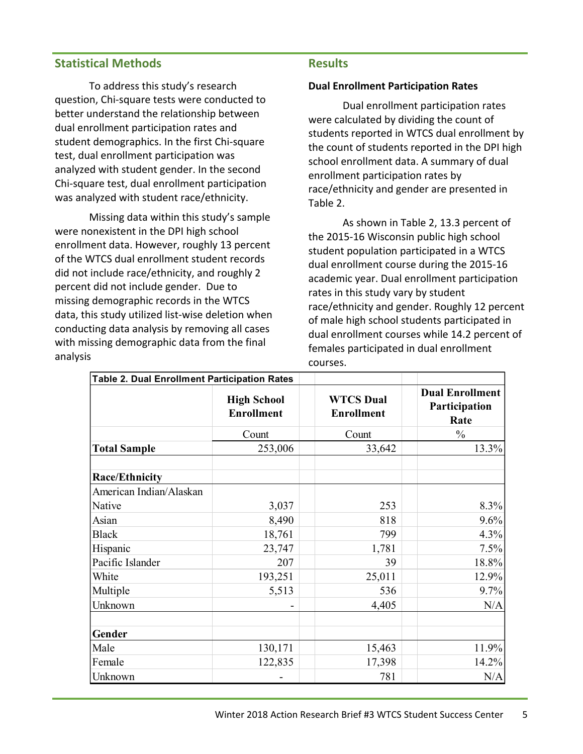## Statistical Methods

To address this study's research question, Chi-square tests were conducted to better understand the relationship between dual enrollment participation rates and student demographics. In the first Chi-square test, dual enrollment participation was analyzed with student gender. In the second Chi-square test, dual enrollment participation was analyzed with student race/ethnicity.

Missing data within this study's sample were nonexistent in the DPI high school enrollment data. However, roughly 13 percent of the WTCS dual enrollment student records did not include race/ethnicity, and roughly 2 percent did not include gender. Due to missing demographic records in the WTCS data, this study utilized list-wise deletion when conducting data analysis by removing all cases with missing demographic data from the final analysis

## Results

### Dual Enrollment Participation Rates

Dual enrollment participation rates were calculated by dividing the count of students reported in WTCS dual enrollment by the count of students reported in the DPI high school enrollment data. A summary of dual enrollment participation rates by race/ethnicity and gender are presented in Table 2.

As shown in Table 2, 13.3 percent of the 2015-16 Wisconsin public high school student population participated in a WTCS dual enrollment course during the 2015-16 academic year. Dual enrollment participation rates in this study vary by student race/ethnicity and gender. Roughly 12 percent of male high school students participated in dual enrollment courses while 14.2 percent of females participated in dual enrollment courses.

**Table 2. Dual Enrollment Participation Rates**

| | High School Enrollment | WTCS Dual Enrollment | Dual Enrollment Participation Rate |
|---|---|---|---|
| | Count | Count | % |
| **Total Sample** | 253,006 | 33,642 | 13.3% |
| | | | |
| **Race/Ethnicity** | | | |
| American Indian/Alaskan Native | 3,037 | 253 | 8.3% |
| Asian | 8,490 | 818 | 9.6% |
| Black | 18,761 | 799 | 4.3% |
| Hispanic | 23,747 | 1,781 | 7.5% |
| Pacific Islander | 207 | 39 | 18.8% |
| White | 193,251 | 25,011 | 12.9% |
| Multiple | 5,513 | 536 | 9.7% |
| Unknown | - | 4,405 | N/A |
| | | | |
| **Gender** | | | |
| Male | 130,171 | 15,463 | 11.9% |
| Female | 122,835 | 17,398 | 14.2% |
| Unknown | - | 781 | N/A |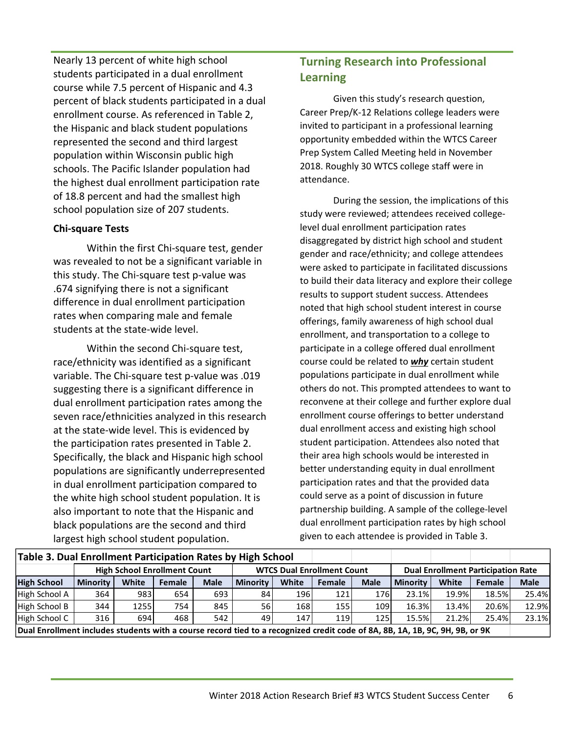Nearly 13 percent of white high school students participated in a dual enrollment course while 7.5 percent of Hispanic and 4.3 percent of black students participated in a dual enrollment course. As referenced in Table 2, the Hispanic and black student populations represented the second and third largest population within Wisconsin public high schools. The Pacific Islander population had the highest dual enrollment participation rate of 18.8 percent and had the smallest high school population size of 207 students.

**Chi-square Tests**

Within the first Chi-square test, gender was revealed to not be a significant variable in this study. The Chi-square test p-value was .674 signifying there is not a significant difference in dual enrollment participation rates when comparing male and female students at the state-wide level.

Within the second Chi-square test, race/ethnicity was identified as a significant variable. The Chi-square test p-value was .019 suggesting there is a significant difference in dual enrollment participation rates among the seven race/ethnicities analyzed in this research at the state-wide level. This is evidenced by the participation rates presented in Table 2. Specifically, the black and Hispanic high school populations are significantly underrepresented in dual enrollment participation compared to the white high school student population. It is also important to note that the Hispanic and black populations are the second and third largest high school student population.

## Turning Research into Professional Learning

Given this study's research question, Career Prep/K-12 Relations college leaders were invited to participant in a professional learning opportunity embedded within the WTCS Career Prep System Called Meeting held in November 2018. Roughly 30 WTCS college staff were in attendance.

During the session, the implications of this study were reviewed; attendees received college-level dual enrollment participation rates disaggregated by district high school and student gender and race/ethnicity; and college attendees were asked to participate in facilitated discussions to build their data literacy and explore their college results to support student success. Attendees noted that high school student interest in course offerings, family awareness of high school dual enrollment, and transportation to a college to participate in a college offered dual enrollment course could be related to ***why*** certain student populations participate in dual enrollment while others do not. This prompted attendees to want to reconvene at their college and further explore dual enrollment course offerings to better understand dual enrollment access and existing high school student participation. Attendees also noted that their area high schools would be interested in better understanding equity in dual enrollment participation rates and that the provided data could serve as a point of discussion in future partnership building. A sample of the college-level dual enrollment participation rates by high school given to each attendee is provided in Table 3.

**Table 3. Dual Enrollment Participation Rates by High School**

| | High School Enrollment Count | | | | WTCS Dual Enrollment Count | | | | Dual Enrollment Participation Rate | | | |
|---|---|---|---|---|---|---|---|---|---|---|---|---|
| **High School** | **Minority** | **White** | **Female** | **Male** | **Minority** | **White** | **Female** | **Male** | **Minority** | **White** | **Female** | **Male** |
| High School A | 364 | 983 | 654 | 693 | 84 | 196 | 121 | 176 | 23.1% | 19.9% | 18.5% | 25.4% |
| High School B | 344 | 1255 | 754 | 845 | 56 | 168 | 155 | 109 | 16.3% | 13.4% | 20.6% | 12.9% |
| High School C | 316 | 694 | 468 | 542 | 49 | 147 | 119 | 125 | 15.5% | 21.2% | 25.4% | 23.1% |

**Dual Enrollment includes students with a course record tied to a recognized credit code of 8A, 8B, 1A, 1B, 9C, 9H, 9B, or 9K**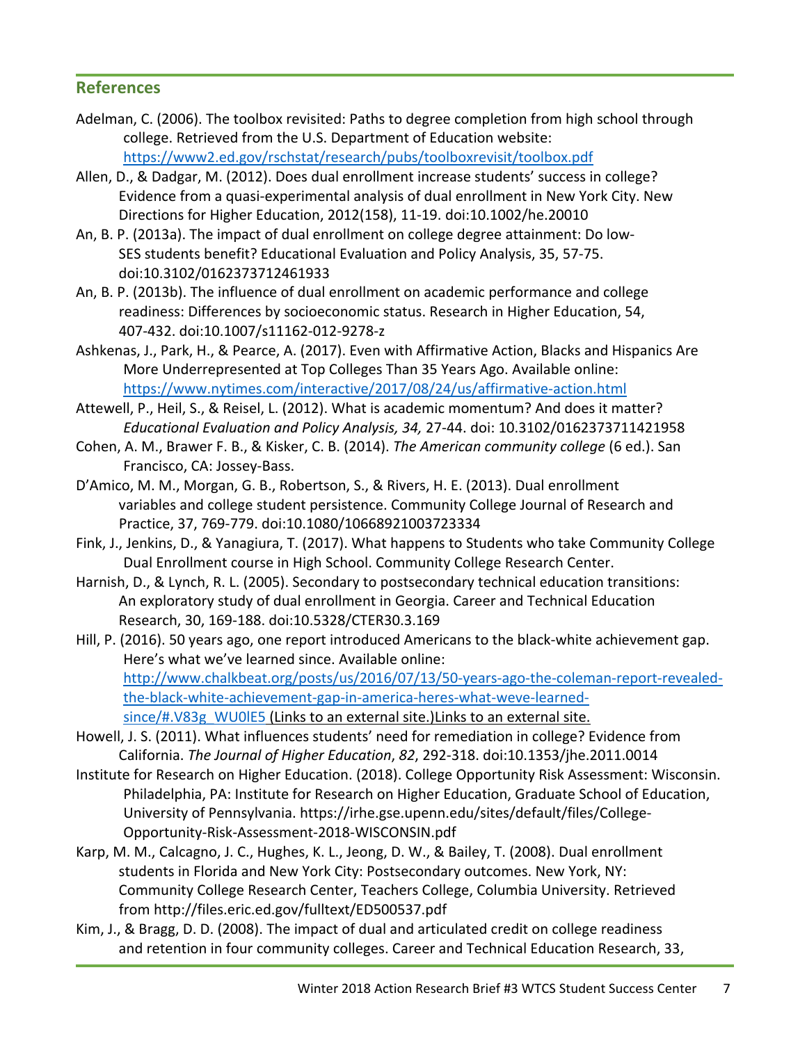## References

Adelman, C. (2006). The toolbox revisited: Paths to degree completion from high school through college. Retrieved from the U.S. Department of Education website: https://www2.ed.gov/rschstat/research/pubs/toolboxrevisit/toolbox.pdf

Allen, D., & Dadgar, M. (2012). Does dual enrollment increase students' success in college? Evidence from a quasi-experimental analysis of dual enrollment in New York City. New Directions for Higher Education, 2012(158), 11-19. doi:10.1002/he.20010

An, B. P. (2013a). The impact of dual enrollment on college degree attainment: Do low-SES students benefit? Educational Evaluation and Policy Analysis, 35, 57-75. doi:10.3102/0162373712461933

An, B. P. (2013b). The influence of dual enrollment on academic performance and college readiness: Differences by socioeconomic status. Research in Higher Education, 54, 407-432. doi:10.1007/s11162-012-9278-z

Ashkenas, J., Park, H., & Pearce, A. (2017). Even with Affirmative Action, Blacks and Hispanics Are More Underrepresented at Top Colleges Than 35 Years Ago. Available online: https://www.nytimes.com/interactive/2017/08/24/us/affirmative-action.html

Attewell, P., Heil, S., & Reisel, L. (2012). What is academic momentum? And does it matter? *Educational Evaluation and Policy Analysis, 34,* 27-44. doi: 10.3102/0162373711421958

Cohen, A. M., Brawer F. B., & Kisker, C. B. (2014). *The American community college* (6 ed.). San Francisco, CA: Jossey-Bass.

D'Amico, M. M., Morgan, G. B., Robertson, S., & Rivers, H. E. (2013). Dual enrollment variables and college student persistence. Community College Journal of Research and Practice, 37, 769-779. doi:10.1080/10668921003723334

Fink, J., Jenkins, D., & Yanagiura, T. (2017). What happens to Students who take Community College Dual Enrollment course in High School. Community College Research Center.

Harnish, D., & Lynch, R. L. (2005). Secondary to postsecondary technical education transitions: An exploratory study of dual enrollment in Georgia. Career and Technical Education Research, 30, 169-188. doi:10.5328/CTER30.3.169

Hill, P. (2016). 50 years ago, one report introduced Americans to the black-white achievement gap. Here's what we've learned since. Available online: http://www.chalkbeat.org/posts/us/2016/07/13/50-years-ago-the-coleman-report-revealed-the-black-white-achievement-gap-in-america-heres-what-weve-learned-since/#.V83g_WU0lE5 (Links to an external site.)Links to an external site.

Howell, J. S. (2011). What influences students' need for remediation in college? Evidence from California. *The Journal of Higher Education*, *82*, 292-318. doi:10.1353/jhe.2011.0014

Institute for Research on Higher Education. (2018). College Opportunity Risk Assessment: Wisconsin. Philadelphia, PA: Institute for Research on Higher Education, Graduate School of Education, University of Pennsylvania. https://irhe.gse.upenn.edu/sites/default/files/College-Opportunity-Risk-Assessment-2018-WISCONSIN.pdf

Karp, M. M., Calcagno, J. C., Hughes, K. L., Jeong, D. W., & Bailey, T. (2008). Dual enrollment students in Florida and New York City: Postsecondary outcomes. New York, NY: Community College Research Center, Teachers College, Columbia University. Retrieved from http://files.eric.ed.gov/fulltext/ED500537.pdf

Kim, J., & Bragg, D. D. (2008). The impact of dual and articulated credit on college readiness and retention in four community colleges. Career and Technical Education Research, 33,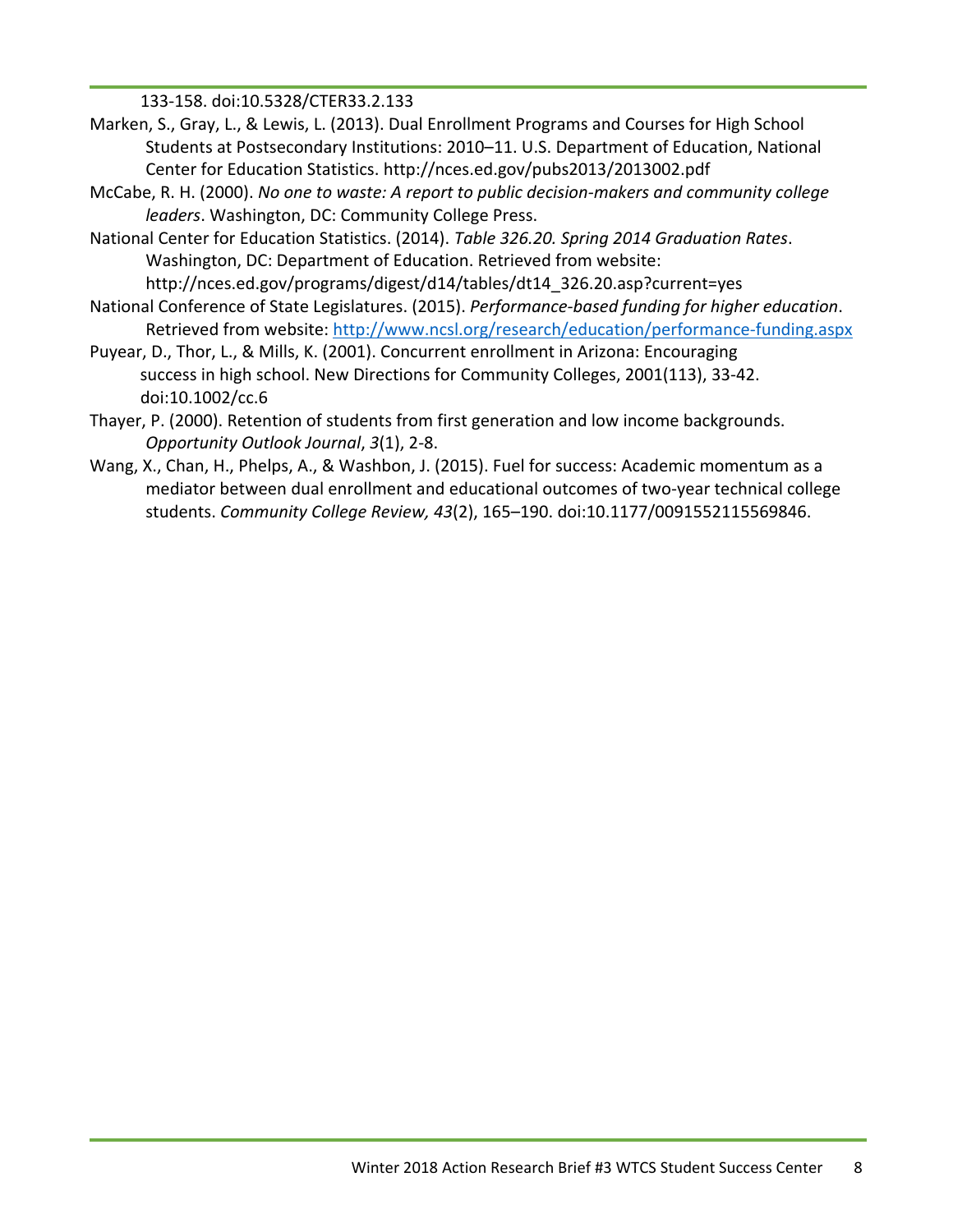133-158. doi:10.5328/CTER33.2.133

Marken, S., Gray, L., & Lewis, L. (2013). Dual Enrollment Programs and Courses for High School Students at Postsecondary Institutions: 2010–11. U.S. Department of Education, National Center for Education Statistics. http://nces.ed.gov/pubs2013/2013002.pdf

McCabe, R. H. (2000). *No one to waste: A report to public decision-makers and community college leaders*. Washington, DC: Community College Press.

National Center for Education Statistics. (2014). *Table 326.20. Spring 2014 Graduation Rates*. Washington, DC: Department of Education. Retrieved from website: http://nces.ed.gov/programs/digest/d14/tables/dt14_326.20.asp?current=yes

National Conference of State Legislatures. (2015). *Performance-based funding for higher education*. Retrieved from website: [http://www.ncsl.org/research/education/performance-funding.aspx](http://www.ncsl.org/research/education/performance-funding.aspx)

Puyear, D., Thor, L., & Mills, K. (2001). Concurrent enrollment in Arizona: Encouraging success in high school. New Directions for Community Colleges, 2001(113), 33-42. doi:10.1002/cc.6

Thayer, P. (2000). Retention of students from first generation and low income backgrounds. *Opportunity Outlook Journal*, *3*(1), 2-8.

Wang, X., Chan, H., Phelps, A., & Washbon, J. (2015). Fuel for success: Academic momentum as a mediator between dual enrollment and educational outcomes of two-year technical college students. *Community College Review, 43*(2), 165–190. doi:10.1177/0091552115569846.